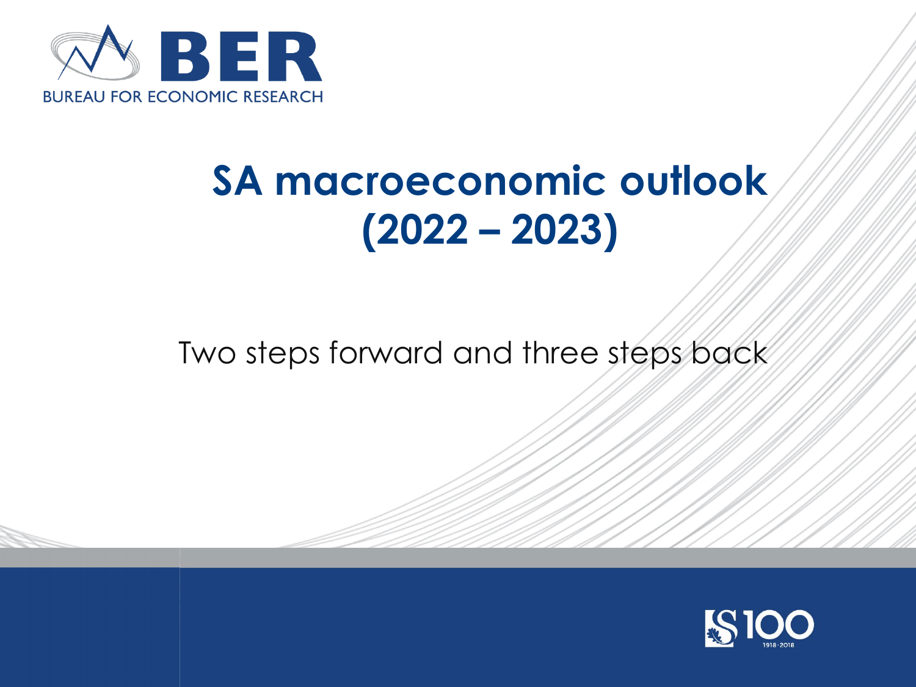BUREAU FOR ECONOMIC RESEARCH

# SA macroeconomic outlook (2022 – 2023)

Two steps forward and three steps back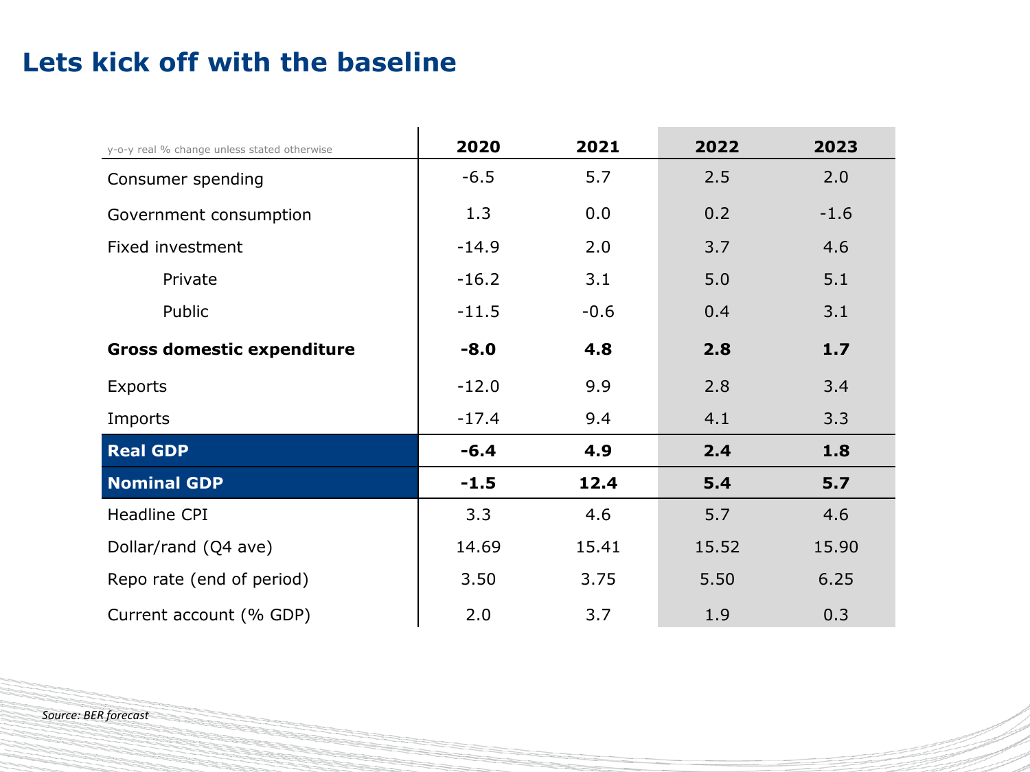# Lets kick off with the baseline

| y-o-y real % change unless stated otherwise | 2020 | 2021 | 2022 | 2023 |
|---|---|---|---|---|
| Consumer spending | -6.5 | 5.7 | 2.5 | 2.0 |
| Government consumption | 1.3 | 0.0 | 0.2 | -1.6 |
| Fixed investment | -14.9 | 2.0 | 3.7 | 4.6 |
| Private | -16.2 | 3.1 | 5.0 | 5.1 |
| Public | -11.5 | -0.6 | 0.4 | 3.1 |
| **Gross domestic expenditure** | **-8.0** | **4.8** | **2.8** | **1.7** |
| Exports | -12.0 | 9.9 | 2.8 | 3.4 |
| Imports | -17.4 | 9.4 | 4.1 | 3.3 |
| **Real GDP** | **-6.4** | **4.9** | **2.4** | **1.8** |
| **Nominal GDP** | **-1.5** | **12.4** | **5.4** | **5.7** |
| Headline CPI | 3.3 | 4.6 | 5.7 | 4.6 |
| Dollar/rand (Q4 ave) | 14.69 | 15.41 | 15.52 | 15.90 |
| Repo rate (end of period) | 3.50 | 3.75 | 5.50 | 6.25 |
| Current account (% GDP) | 2.0 | 3.7 | 1.9 | 0.3 |

*Source: BER forecast*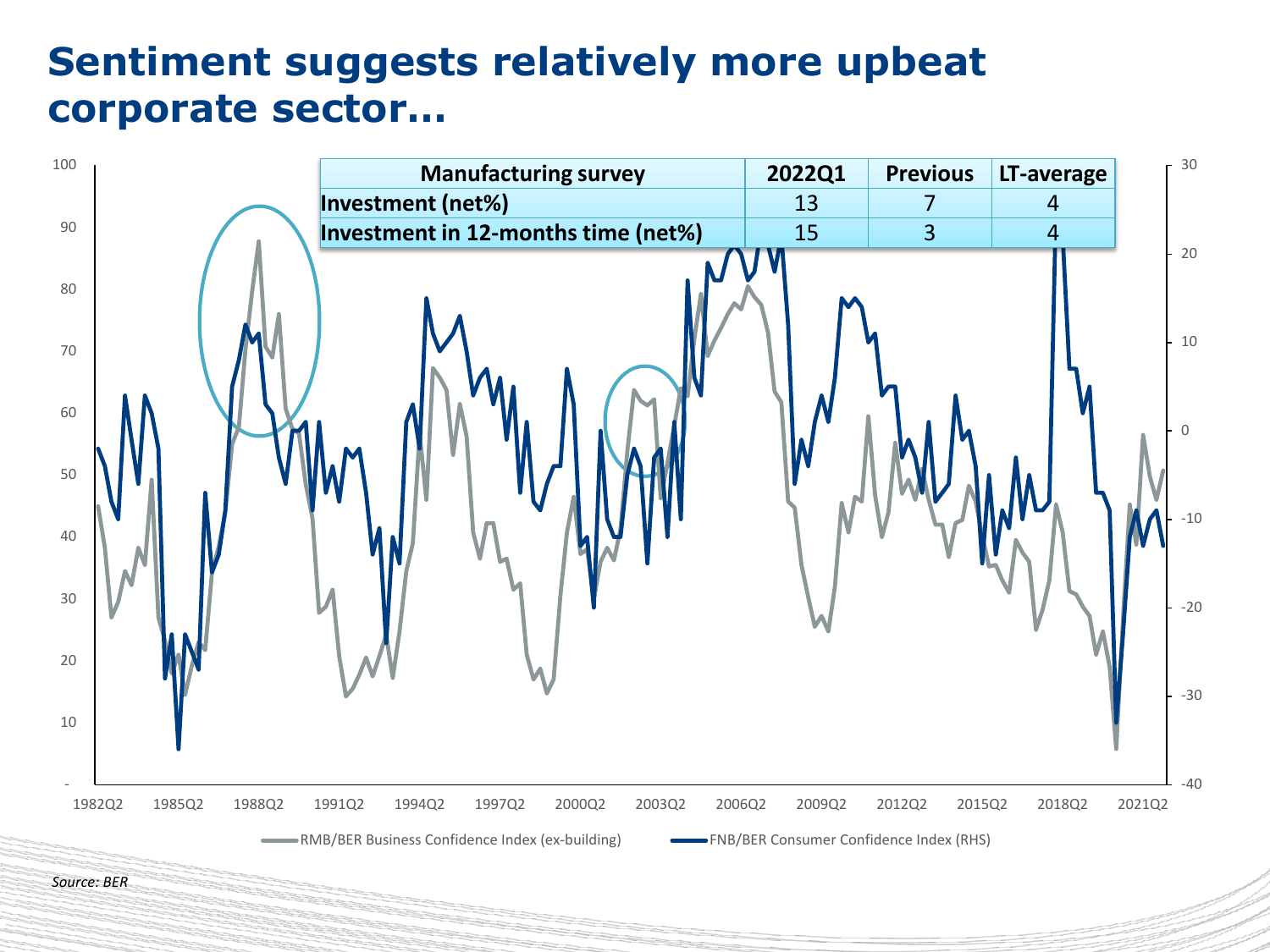# Sentiment suggests relatively more upbeat corporate sector…

| Manufacturing survey | 2022Q1 | Previous | LT-average |
| --- | --- | --- | --- |
| Investment (net%) | 13 | 7 | 4 |
| Investment in 12-months time (net%) | 15 | 3 | 4 |

RMB/BER Business Confidence Index (ex-building) — FNB/BER Consumer Confidence Index (RHS)

*Source: BER*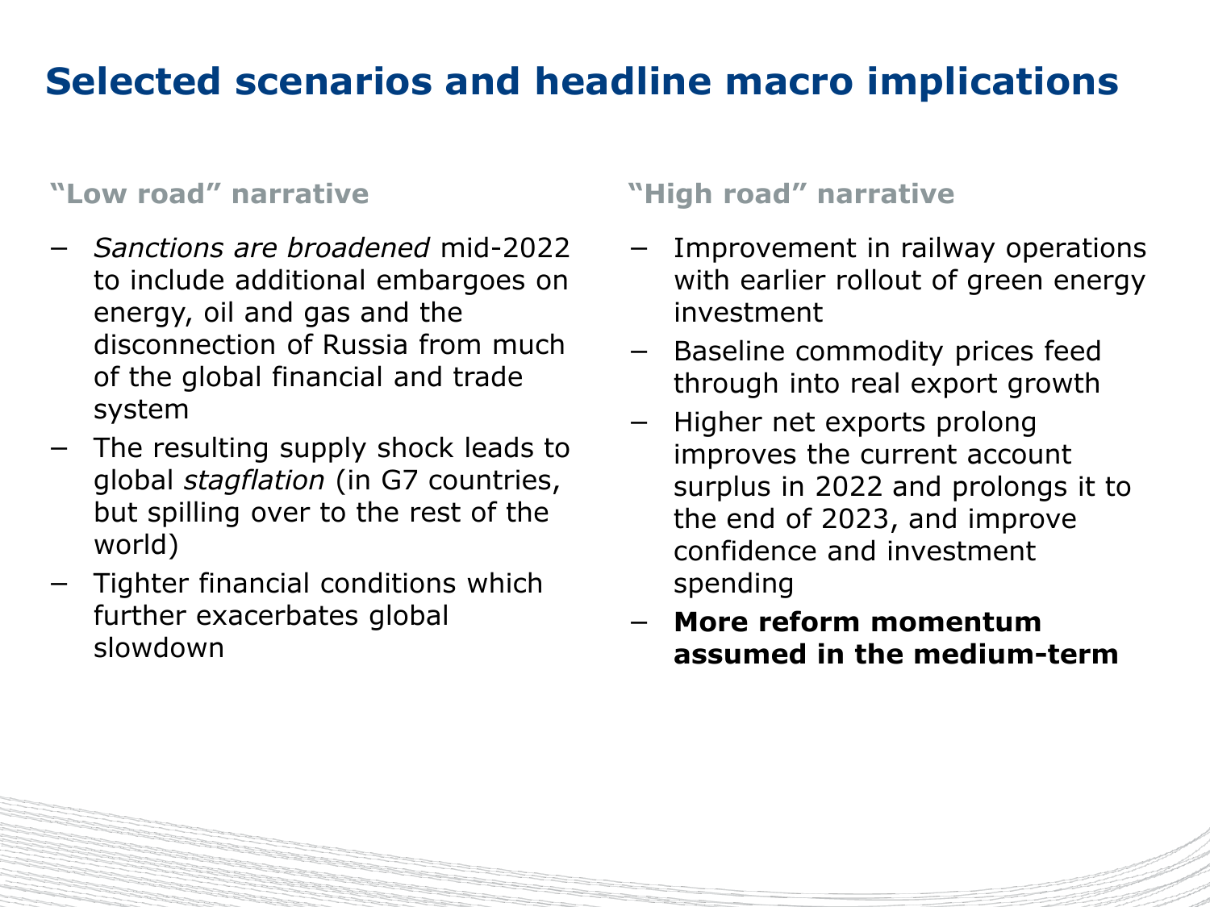# Selected scenarios and headline macro implications

### "Low road" narrative

- *Sanctions are broadened* mid-2022 to include additional embargoes on energy, oil and gas and the disconnection of Russia from much of the global financial and trade system
- The resulting supply shock leads to global *stagflation* (in G7 countries, but spilling over to the rest of the world)
- Tighter financial conditions which further exacerbates global slowdown

### "High road" narrative

- Improvement in railway operations with earlier rollout of green energy investment
- Baseline commodity prices feed through into real export growth
- Higher net exports prolong improves the current account surplus in 2022 and prolongs it to the end of 2023, and improve confidence and investment spending
- **More reform momentum assumed in the medium-term**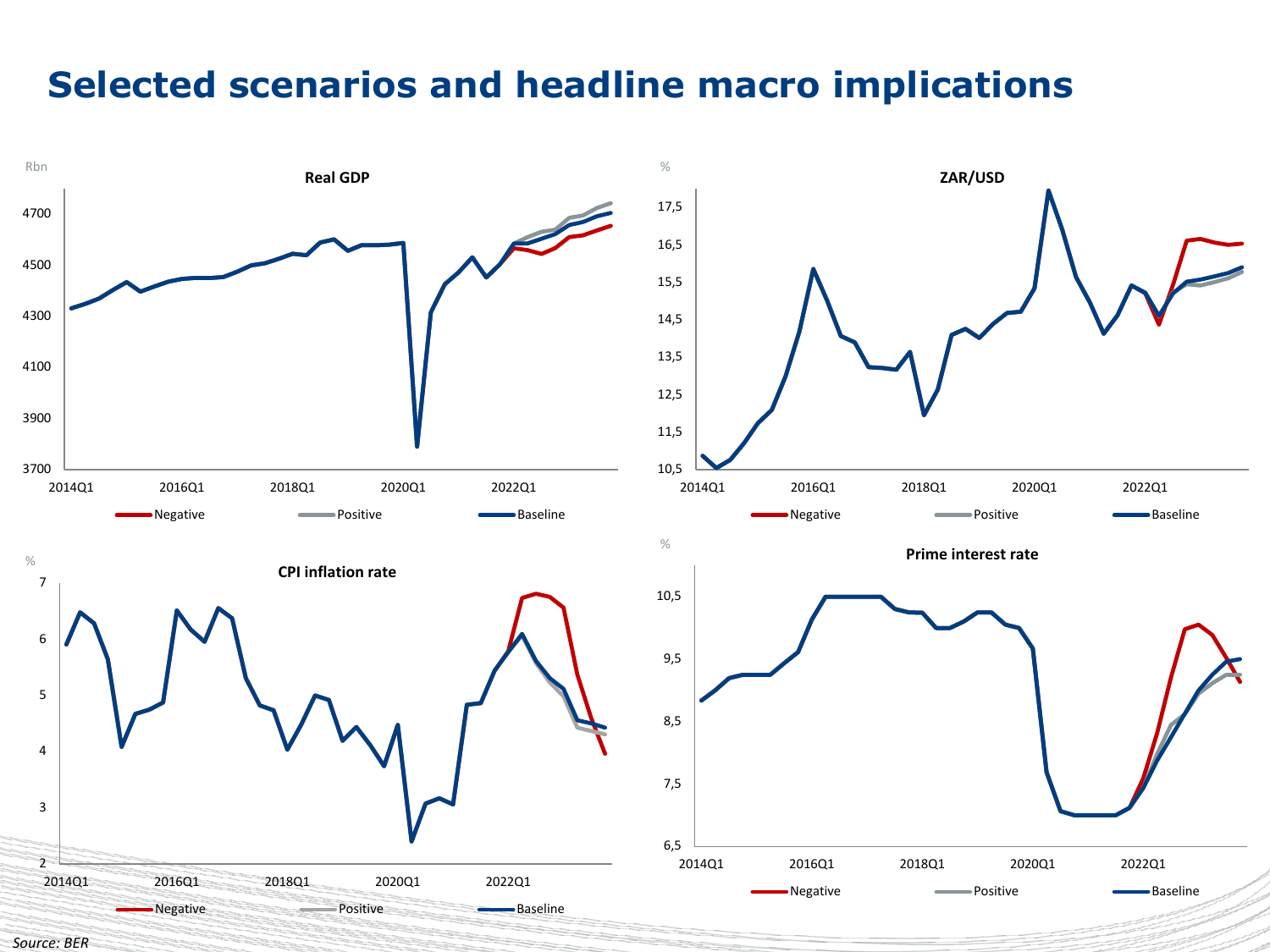# Selected scenarios and headline macro implications

**Real GDP**

Rbn

**ZAR/USD**

%

**CPI inflation rate**

%

**Prime interest rate**

%

Negative | Positive | Baseline

*Source: BER*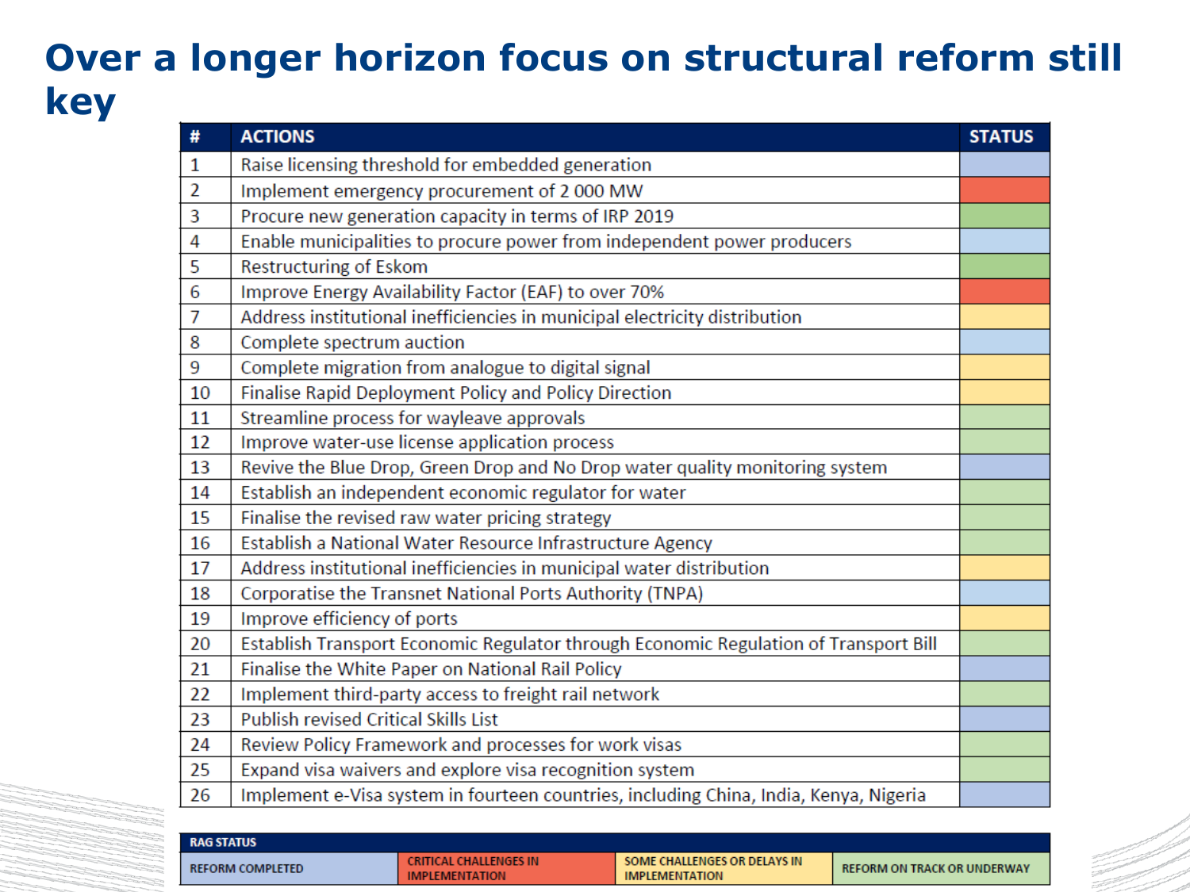# Over a longer horizon focus on structural reform still key

| # | ACTIONS | STATUS |
|---|---|---|
| 1 | Raise licensing threshold for embedded generation | Reform completed |
| 2 | Implement emergency procurement of 2 000 MW | Critical challenges in implementation |
| 3 | Procure new generation capacity in terms of IRP 2019 | Reform on track or underway |
| 4 | Enable municipalities to procure power from independent power producers | Reform completed |
| 5 | Restructuring of Eskom | Reform on track or underway |
| 6 | Improve Energy Availability Factor (EAF) to over 70% | Critical challenges in implementation |
| 7 | Address institutional inefficiencies in municipal electricity distribution | Some challenges or delays in implementation |
| 8 | Complete spectrum auction | Reform completed |
| 9 | Complete migration from analogue to digital signal | Some challenges or delays in implementation |
| 10 | Finalise Rapid Deployment Policy and Policy Direction | Some challenges or delays in implementation |
| 11 | Streamline process for wayleave approvals | Reform on track or underway |
| 12 | Improve water-use license application process | Reform on track or underway |
| 13 | Revive the Blue Drop, Green Drop and No Drop water quality monitoring system | Reform completed |
| 14 | Establish an independent economic regulator for water | Reform on track or underway |
| 15 | Finalise the revised raw water pricing strategy | Reform on track or underway |
| 16 | Establish a National Water Resource Infrastructure Agency | Reform on track or underway |
| 17 | Address institutional inefficiencies in municipal water distribution | Some challenges or delays in implementation |
| 18 | Corporatise the Transnet National Ports Authority (TNPA) | Reform completed |
| 19 | Improve efficiency of ports | Some challenges or delays in implementation |
| 20 | Establish Transport Economic Regulator through Economic Regulation of Transport Bill | Reform on track or underway |
| 21 | Finalise the White Paper on National Rail Policy | Reform completed |
| 22 | Implement third-party access to freight rail network | Reform on track or underway |
| 23 | Publish revised Critical Skills List | Reform completed |
| 24 | Review Policy Framework and processes for work visas | Reform on track or underway |
| 25 | Expand visa waivers and explore visa recognition system | Reform on track or underway |
| 26 | Implement e-Visa system in fourteen countries, including China, India, Kenya, Nigeria | Reform completed |

| RAG STATUS | | | |
|---|---|---|---|
| REFORM COMPLETED | CRITICAL CHALLENGES IN IMPLEMENTATION | SOME CHALLENGES OR DELAYS IN IMPLEMENTATION | REFORM ON TRACK OR UNDERWAY |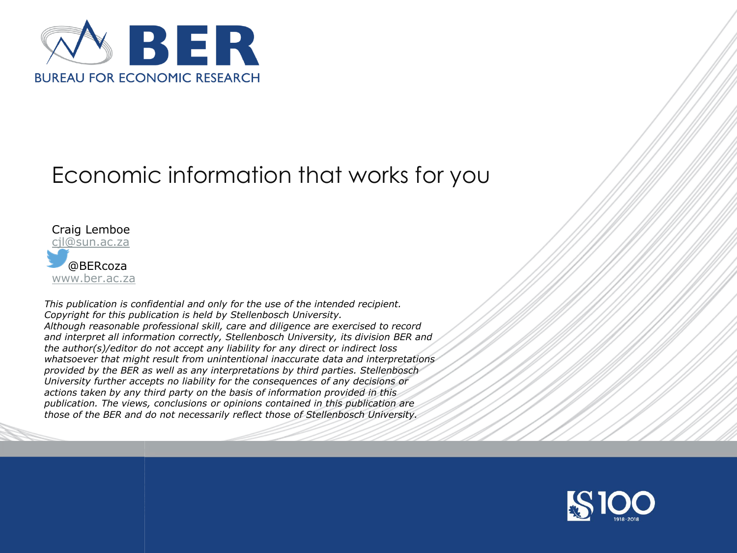BER

BUREAU FOR ECONOMIC RESEARCH

# Economic information that works for you

Craig Lemboe
cjl@sun.ac.za
@BERcoza
www.ber.ac.za

*This publication is confidential and only for the use of the intended recipient. Copyright for this publication is held by Stellenbosch University. Although reasonable professional skill, care and diligence are exercised to record and interpret all information correctly, Stellenbosch University, its division BER and the author(s)/editor do not accept any liability for any direct or indirect loss whatsoever that might result from unintentional inaccurate data and interpretations provided by the BER as well as any interpretations by third parties. Stellenbosch University further accepts no liability for the consequences of any decisions or actions taken by any third party on the basis of information provided in this publication. The views, conclusions or opinions contained in this publication are those of the BER and do not necessarily reflect those of Stellenbosch University.*

S100
1918 · 2018